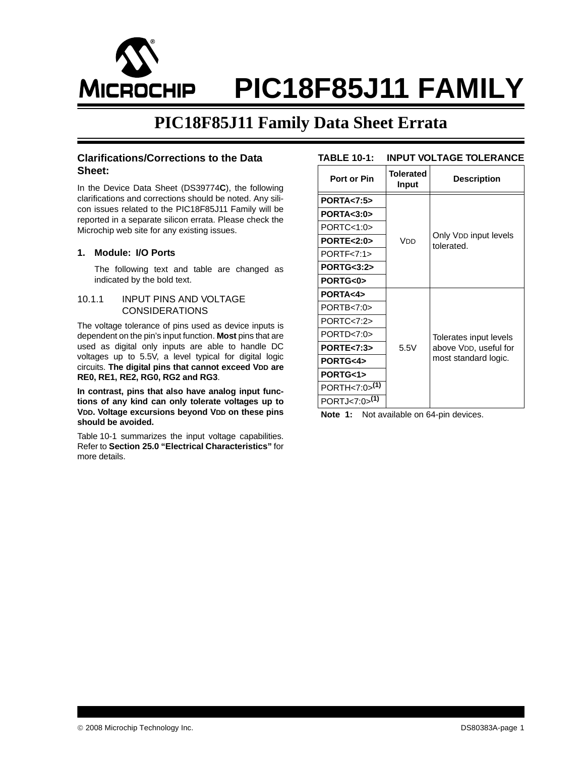# PIC18F85J11 FAMILY

## PIC18F85J11 Family Data Sheet Errata

### Clarifications/Corrections to the Data Sheet:

In the Device Data Sheet (DS39774**C**), the following clarifications and corrections should be noted. Any silicon issues related to the PIC18F85J11 Family will be reported in a separate silicon errata. Please check the Microchip web site for any existing issues.

### 1. Module: I/O Ports

The following text and table are changed as indicated by the bold text.

#### 10.1.1 INPUT PINS AND VOLTAGE CONSIDERATIONS

The voltage tolerance of pins used as device inputs is dependent on the pin's input function. **Most** pins that are used as digital only inputs are able to handle DC voltages up to 5.5V, a level typical for digital logic circuits. **The digital pins that cannot exceed VDD are RE0, RE1, RE2, RG0, RG2 and RG3**.

**In contrast, pins that also have analog input functions of any kind can only tolerate voltages up to VDD. Voltage excursions beyond VDD on these pins should be avoided.**

Table 10-1 summarizes the input voltage capabilities. Refer to **Section 25.0 "Electrical Characteristics"** for more details.

**TABLE 10-1: INPUT VOLTAGE TOLERANCE**

| Port or Pin | Tolerated Input | Description |
|---|---|---|
| **PORTA<7:5>** | VDD | Only VDD input levels tolerated. |
| **PORTA<3:0>** | | |
| PORTC<1:0> | | |
| **PORTE<2:0>** | | |
| PORTF<7:1> | | |
| **PORTG<3:2>** | | |
| **PORTG<0>** | | |
| **PORTA<4>** | 5.5V | Tolerates input levels above VDD, useful for most standard logic. |
| PORTB<7:0> | | |
| PORTC<7:2> | | |
| PORTD<7:0> | | |
| **PORTE<7:3>** | | |
| **PORTG<4>** | | |
| **PORTG<1>** | | |
| PORTH<7:0>(1) | | |
| PORTJ<7:0>(1) | | |

**Note 1:** Not available on 64-pin devices.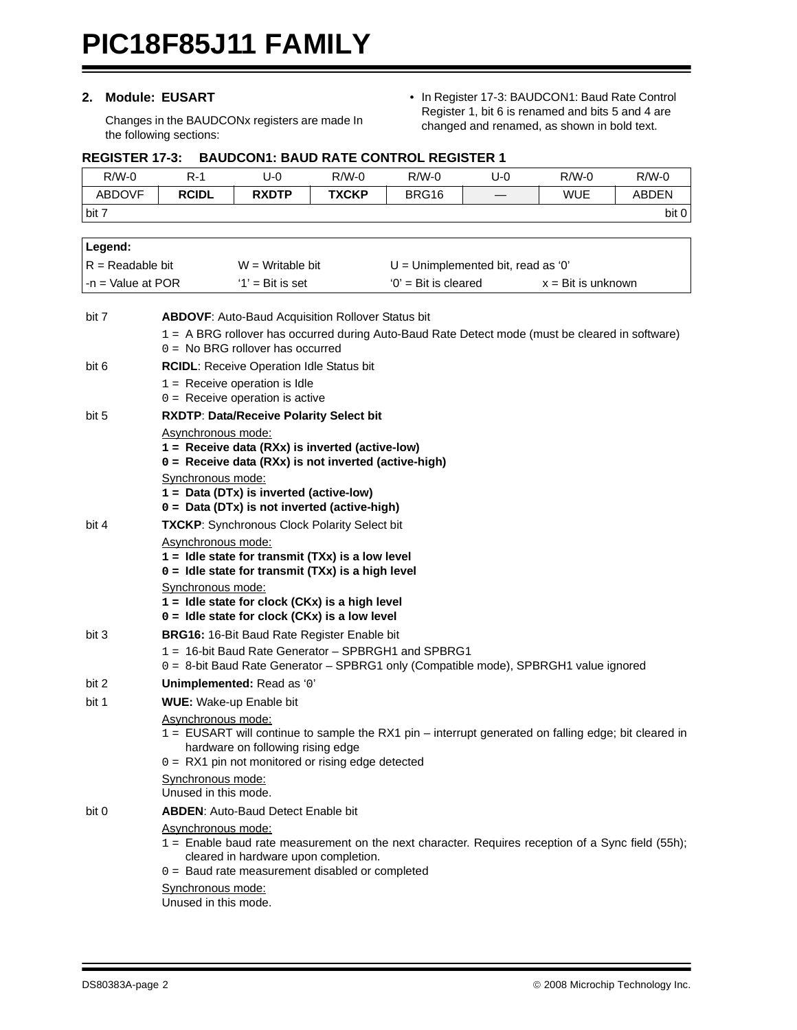## 2. Module: EUSART

Changes in the BAUDCONx registers are made In the following sections:

- In Register 17-3: BAUDCON1: Baud Rate Control Register 1, bit 6 is renamed and bits 5 and 4 are changed and renamed, as shown in bold text.

**REGISTER 17-3: BAUDCON1: BAUD RATE CONTROL REGISTER 1**

| R/W-0 | R-1 | U-0 | R/W-0 | R/W-0 | U-0 | R/W-0 | R/W-0 |
|---|---|---|---|---|---|---|---|
| ABDOVF | **RCIDL** | **RXDTP** | **TXCKP** | BRG16 | — | WUE | ABDEN |
| bit 7 | | | | | | | bit 0 |

| Legend: | | | |
|---|---|---|---|
| R = Readable bit | W = Writable bit | U = Unimplemented bit, read as '0' | |
| -n = Value at POR | '1' = Bit is set | '0' = Bit is cleared | x = Bit is unknown |

bit 7 **ABDOVF**: Auto-Baud Acquisition Rollover Status bit
- 1 = A BRG rollover has occurred during Auto-Baud Rate Detect mode (must be cleared in software)
- 0 = No BRG rollover has occurred

bit 6 **RCIDL**: Receive Operation Idle Status bit
- 1 = Receive operation is Idle
- 0 = Receive operation is active

bit 5 **RXDTP**: **Data/Receive Polarity Select bit**

Asynchronous mode:
- **1 = Receive data (RXx) is inverted (active-low)**
- **0 = Receive data (RXx) is not inverted (active-high)**

Synchronous mode:
- **1 = Data (DTx) is inverted (active-low)**
- **0 = Data (DTx) is not inverted (active-high)**

bit 4 **TXCKP**: Synchronous Clock Polarity Select bit

Asynchronous mode:
- **1 = Idle state for transmit (TXx) is a low level**
- **0 = Idle state for transmit (TXx) is a high level**

Synchronous mode:
- **1 = Idle state for clock (CKx) is a high level**
- **0 = Idle state for clock (CKx) is a low level**

bit 3 **BRG16:** 16-Bit Baud Rate Register Enable bit
- 1 = 16-bit Baud Rate Generator – SPBRGH1 and SPBRG1
- 0 = 8-bit Baud Rate Generator – SPBRG1 only (Compatible mode), SPBRGH1 value ignored

bit 2 **Unimplemented:** Read as '0'

bit 1 **WUE:** Wake-up Enable bit

Asynchronous mode:
- 1 = EUSART will continue to sample the RX1 pin – interrupt generated on falling edge; bit cleared in hardware on following rising edge
- 0 = RX1 pin not monitored or rising edge detected

Synchronous mode:
Unused in this mode.

bit 0 **ABDEN**: Auto-Baud Detect Enable bit

Asynchronous mode:
- 1 = Enable baud rate measurement on the next character. Requires reception of a Sync field (55h); cleared in hardware upon completion.
- 0 = Baud rate measurement disabled or completed

Synchronous mode:
Unused in this mode.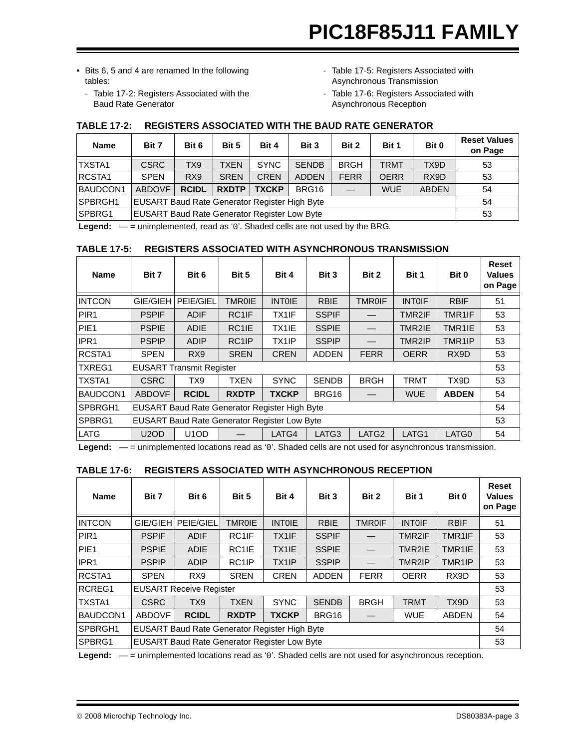- Bits 6, 5 and 4 are renamed In the following tables:
  - Table 17-2: Registers Associated with the Baud Rate Generator
  - Table 17-5: Registers Associated with Asynchronous Transmission
  - Table 17-6: Registers Associated with Asynchronous Reception

**TABLE 17-2: REGISTERS ASSOCIATED WITH THE BAUD RATE GENERATOR**

| Name | Bit 7 | Bit 6 | Bit 5 | Bit 4 | Bit 3 | Bit 2 | Bit 1 | Bit 0 | Reset Values on Page |
|---|---|---|---|---|---|---|---|---|---|
| TXSTA1 | CSRC | TX9 | TXEN | SYNC | SENDB | BRGH | TRMT | TX9D | 53 |
| RCSTA1 | SPEN | RX9 | SREN | CREN | ADDEN | FERR | OERR | RX9D | 53 |
| BAUDCON1 | ABDOVF | **RCIDL** | **RXDTP** | **TXCKP** | BRG16 | — | WUE | ABDEN | 54 |
| SPBRGH1 | EUSART Baud Rate Generator Register High Byte | | | | | | | | 54 |
| SPBRG1 | EUSART Baud Rate Generator Register Low Byte | | | | | | | | 53 |

**Legend:** — = unimplemented, read as '0'. Shaded cells are not used by the BRG.

**TABLE 17-5: REGISTERS ASSOCIATED WITH ASYNCHRONOUS TRANSMISSION**

| Name | Bit 7 | Bit 6 | Bit 5 | Bit 4 | Bit 3 | Bit 2 | Bit 1 | Bit 0 | Reset Values on Page |
|---|---|---|---|---|---|---|---|---|---|
| INTCON | GIE/GIEH | PEIE/GIEL | TMR0IE | INT0IE | RBIE | TMR0IF | INT0IF | RBIF | 51 |
| PIR1 | PSPIF | ADIF | RC1IF | TX1IF | SSPIF | — | TMR2IF | TMR1IF | 53 |
| PIE1 | PSPIE | ADIE | RC1IE | TX1IE | SSPIE | — | TMR2IE | TMR1IE | 53 |
| IPR1 | PSPIP | ADIP | RC1IP | TX1IP | SSPIP | — | TMR2IP | TMR1IP | 53 |
| RCSTA1 | SPEN | RX9 | SREN | CREN | ADDEN | FERR | OERR | RX9D | 53 |
| TXREG1 | EUSART Transmit Register | | | | | | | | 53 |
| TXSTA1 | CSRC | TX9 | TXEN | SYNC | SENDB | BRGH | TRMT | TX9D | 53 |
| BAUDCON1 | ABDOVF | **RCIDL** | **RXDTP** | **TXCKP** | BRG16 | — | WUE | **ABDEN** | 54 |
| SPBRGH1 | EUSART Baud Rate Generator Register High Byte | | | | | | | | 54 |
| SPBRG1 | EUSART Baud Rate Generator Register Low Byte | | | | | | | | 53 |
| LATG | U2OD | U1OD | — | LATG4 | LATG3 | LATG2 | LATG1 | LATG0 | 54 |

**Legend:** — = unimplemented locations read as '0'. Shaded cells are not used for asynchronous transmission.

**TABLE 17-6: REGISTERS ASSOCIATED WITH ASYNCHRONOUS RECEPTION**

| Name | Bit 7 | Bit 6 | Bit 5 | Bit 4 | Bit 3 | Bit 2 | Bit 1 | Bit 0 | Reset Values on Page |
|---|---|---|---|---|---|---|---|---|---|
| INTCON | GIE/GIEH | PEIE/GIEL | TMR0IE | INT0IE | RBIE | TMR0IF | INT0IF | RBIF | 51 |
| PIR1 | PSPIF | ADIF | RC1IF | TX1IF | SSPIF | — | TMR2IF | TMR1IF | 53 |
| PIE1 | PSPIE | ADIE | RC1IE | TX1IE | SSPIE | — | TMR2IE | TMR1IE | 53 |
| IPR1 | PSPIP | ADIP | RC1IP | TX1IP | SSPIP | — | TMR2IP | TMR1IP | 53 |
| RCSTA1 | SPEN | RX9 | SREN | CREN | ADDEN | FERR | OERR | RX9D | 53 |
| RCREG1 | EUSART Receive Register | | | | | | | | 53 |
| TXSTA1 | CSRC | TX9 | TXEN | SYNC | SENDB | BRGH | TRMT | TX9D | 53 |
| BAUDCON1 | ABDOVF | **RCIDL** | **RXDTP** | **TXCKP** | BRG16 | — | WUE | ABDEN | 54 |
| SPBRGH1 | EUSART Baud Rate Generator Register High Byte | | | | | | | | 54 |
| SPBRG1 | EUSART Baud Rate Generator Register Low Byte | | | | | | | | 53 |

**Legend:** — = unimplemented locations read as '0'. Shaded cells are not used for asynchronous reception.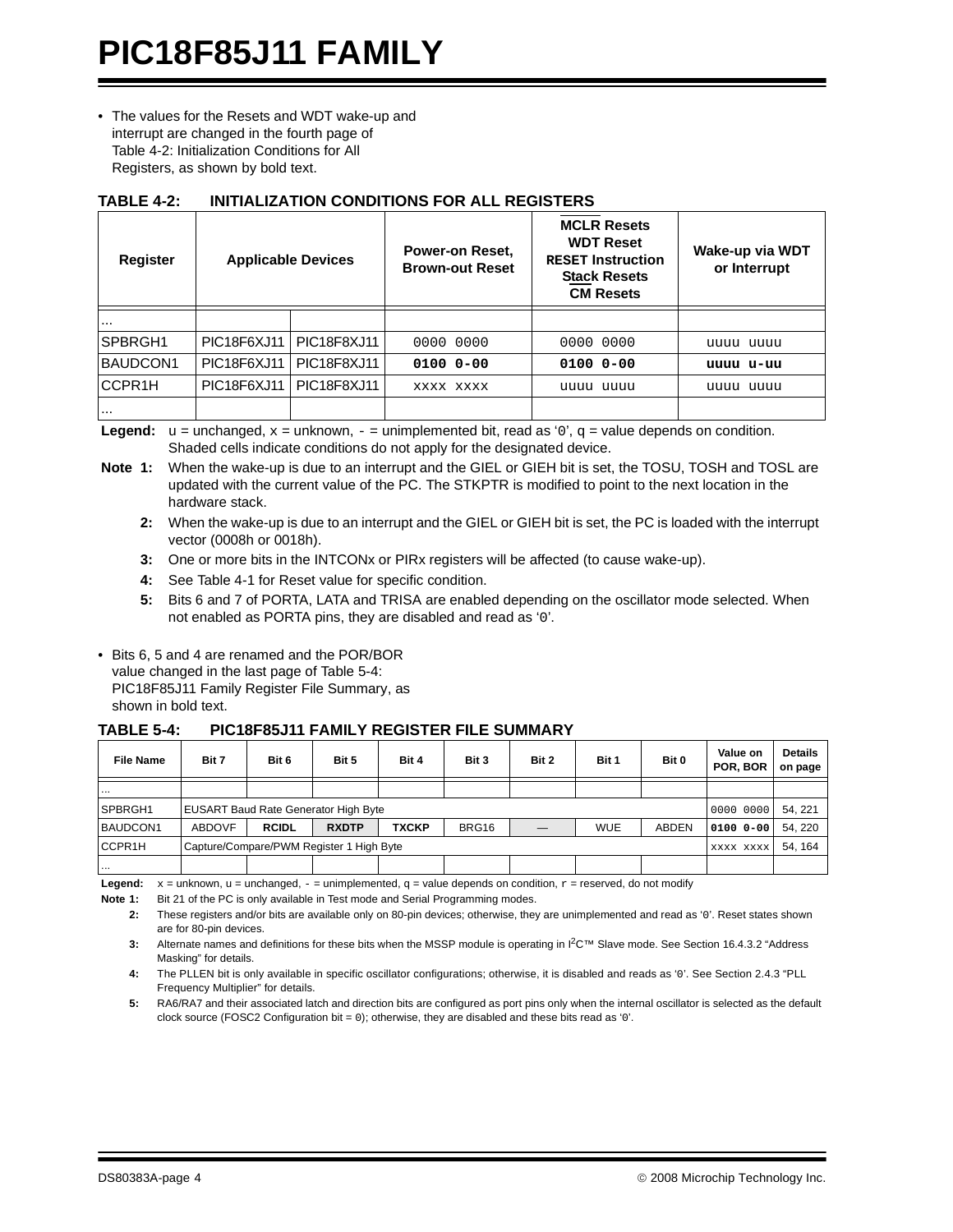- The values for the Resets and WDT wake-up and interrupt are changed in the fourth page of Table 4-2: Initialization Conditions for All Registers, as shown by bold text.

**TABLE 4-2: INITIALIZATION CONDITIONS FOR ALL REGISTERS**

| Register | Applicable Devices | | Power-on Reset, Brown-out Reset | MCLR Resets WDT Reset RESET Instruction Stack Resets CM Resets | Wake-up via WDT or Interrupt |
|---|---|---|---|---|---|
| ... | | | | | |
| SPBRGH1 | PIC18F6XJ11 | PIC18F8XJ11 | 0000 0000 | 0000 0000 | uuuu uuuu |
| BAUDCON1 | PIC18F6XJ11 | PIC18F8XJ11 | **0100 0-00** | **0100 0-00** | **uuuu u-uu** |
| CCPR1H | PIC18F6XJ11 | PIC18F8XJ11 | xxxx xxxx | uuuu uuuu | uuuu uuuu |
| ... | | | | | |

**Legend:** u = unchanged, x = unknown, - = unimplemented bit, read as '0', q = value depends on condition. Shaded cells indicate conditions do not apply for the designated device.

**Note 1:** When the wake-up is due to an interrupt and the GIEL or GIEH bit is set, the TOSU, TOSH and TOSL are updated with the current value of the PC. The STKPTR is modified to point to the next location in the hardware stack.

**2:** When the wake-up is due to an interrupt and the GIEL or GIEH bit is set, the PC is loaded with the interrupt vector (0008h or 0018h).

**3:** One or more bits in the INTCONx or PIRx registers will be affected (to cause wake-up).

**4:** See Table 4-1 for Reset value for specific condition.

**5:** Bits 6 and 7 of PORTA, LATA and TRISA are enabled depending on the oscillator mode selected. When not enabled as PORTA pins, they are disabled and read as '0'.

- Bits 6, 5 and 4 are renamed and the POR/BOR value changed in the last page of Table 5-4: PIC18F85J11 Family Register File Summary, as shown in bold text.

**TABLE 5-4: PIC18F85J11 FAMILY REGISTER FILE SUMMARY**

| File Name | Bit 7 | Bit 6 | Bit 5 | Bit 4 | Bit 3 | Bit 2 | Bit 1 | Bit 0 | Value on POR, BOR | Details on page |
|---|---|---|---|---|---|---|---|---|---|---|
| ... | | | | | | | | | | |
| SPBRGH1 | EUSART Baud Rate Generator High Byte | | | | | | | | 0000 0000 | 54, 221 |
| BAUDCON1 | ABDOVF | **RCIDL** | **RXDTP** | **TXCKP** | BRG16 | — | WUE | ABDEN | **0100 0-00** | 54, 220 |
| CCPR1H | Capture/Compare/PWM Register 1 High Byte | | | | | | | | xxxx xxxx | 54, 164 |
| ... | | | | | | | | | | |

**Legend:** x = unknown, u = unchanged, - = unimplemented, q = value depends on condition, r = reserved, do not modify

**Note 1:** Bit 21 of the PC is only available in Test mode and Serial Programming modes.

**2:** These registers and/or bits are available only on 80-pin devices; otherwise, they are unimplemented and read as '0'. Reset states shown are for 80-pin devices.

**3:** Alternate names and definitions for these bits when the MSSP module is operating in I²C™ Slave mode. See Section 16.4.3.2 "Address Masking" for details.

**4:** The PLLEN bit is only available in specific oscillator configurations; otherwise, it is disabled and reads as '0'. See Section 2.4.3 "PLL Frequency Multiplier" for details.

**5:** RA6/RA7 and their associated latch and direction bits are configured as port pins only when the internal oscillator is selected as the default clock source (FOSC2 Configuration bit = 0); otherwise, they are disabled and these bits read as '0'.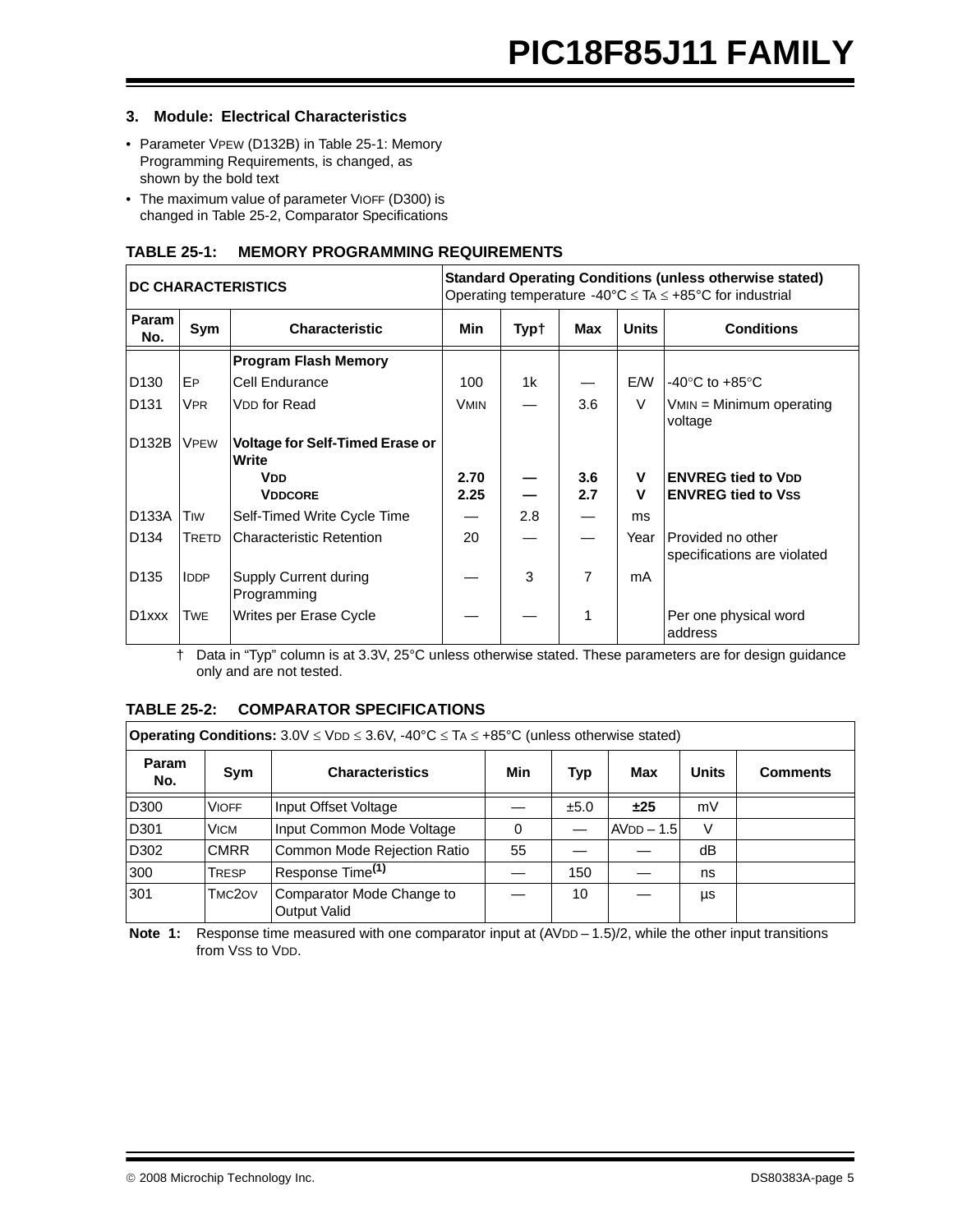### 3. Module: Electrical Characteristics

- Parameter VPEW (D132B) in Table 25-1: Memory Programming Requirements, is changed, as shown by the bold text
- The maximum value of parameter VIOFF (D300) is changed in Table 25-2, Comparator Specifications

**TABLE 25-1: MEMORY PROGRAMMING REQUIREMENTS**

| **DC CHARACTERISTICS** | | | **Standard Operating Conditions (unless otherwise stated)** Operating temperature -40°C ≤ TA ≤ +85°C for industrial | | | | |
|---|---|---|---|---|---|---|---|
| **Param No.** | **Sym** | **Characteristic** | **Min** | **Typ†** | **Max** | **Units** | **Conditions** |
| | | **Program Flash Memory** | | | | | |
| D130 | EP | Cell Endurance | 100 | 1k | — | E/W | -40°C to +85°C |
| D131 | VPR | VDD for Read | VMIN | — | 3.6 | V | VMIN = Minimum operating voltage |
| D132B | VPEW | **Voltage for Self-Timed Erase or Write** | | | | | |
| | | **VDD** | **2.70** | **—** | **3.6** | **V** | **ENVREG tied to VDD** |
| | | **VDDCORE** | **2.25** | **—** | **2.7** | **V** | **ENVREG tied to VSS** |
| D133A | TIW | Self-Timed Write Cycle Time | — | 2.8 | — | ms | |
| D134 | TRETD | Characteristic Retention | 20 | — | — | Year | Provided no other specifications are violated |
| D135 | IDDP | Supply Current during Programming | — | 3 | 7 | mA | |
| D1xxx | TWE | Writes per Erase Cycle | — | — | 1 | | Per one physical word address |

† Data in "Typ" column is at 3.3V, 25°C unless otherwise stated. These parameters are for design guidance only and are not tested.

**TABLE 25-2: COMPARATOR SPECIFICATIONS**

| **Operating Conditions:** 3.0V ≤ VDD ≤ 3.6V, -40°C ≤ TA ≤ +85°C (unless otherwise stated) | | | | | | | |
|---|---|---|---|---|---|---|---|
| **Param No.** | **Sym** | **Characteristics** | **Min** | **Typ** | **Max** | **Units** | **Comments** |
| D300 | VIOFF | Input Offset Voltage | — | ±5.0 | **±25** | mV | |
| D301 | VICM | Input Common Mode Voltage | 0 | — | AVDD – 1.5 | V | |
| D302 | CMRR | Common Mode Rejection Ratio | 55 | — | — | dB | |
| 300 | TRESP | Response Time(1) | — | 150 | — | ns | |
| 301 | TMC2OV | Comparator Mode Change to Output Valid | — | 10 | — | µs | |

**Note 1:** Response time measured with one comparator input at (AVDD – 1.5)/2, while the other input transitions from VSS to VDD.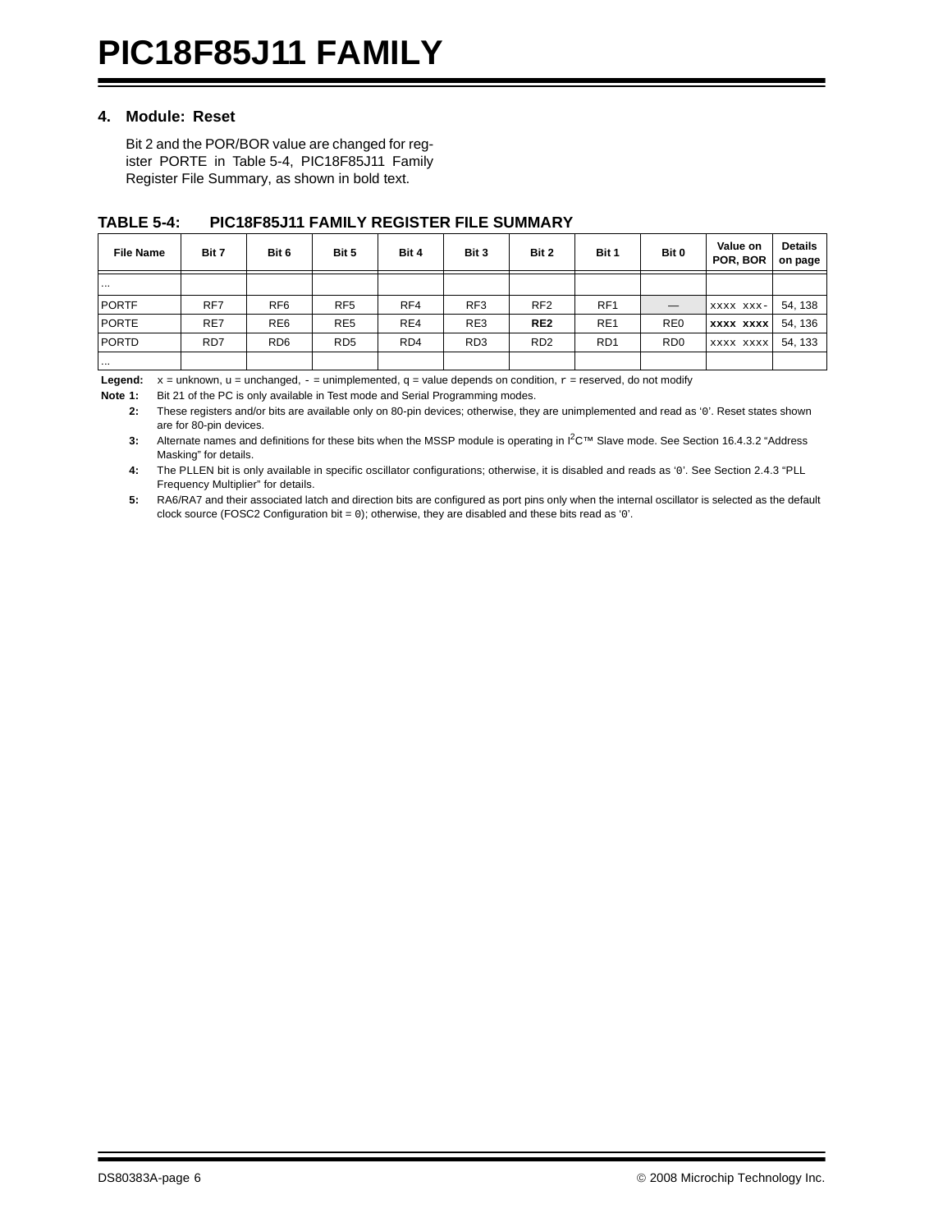### 4. Module: Reset

Bit 2 and the POR/BOR value are changed for register PORTE in Table 5-4, PIC18F85J11 Family Register File Summary, as shown in bold text.

**TABLE 5-4: PIC18F85J11 FAMILY REGISTER FILE SUMMARY**

| File Name | Bit 7 | Bit 6 | Bit 5 | Bit 4 | Bit 3 | Bit 2 | Bit 1 | Bit 0 | Value on POR, BOR | Details on page |
|---|---|---|---|---|---|---|---|---|---|---|
| ... | | | | | | | | | | |
| PORTF | RF7 | RF6 | RF5 | RF4 | RF3 | RF2 | RF1 | — | xxxx xxx- | 54, 138 |
| PORTE | RE7 | RE6 | RE5 | RE4 | RE3 | **RE2** | RE1 | RE0 | **xxxx xxxx** | 54, 136 |
| PORTD | RD7 | RD6 | RD5 | RD4 | RD3 | RD2 | RD1 | RD0 | xxxx xxxx | 54, 133 |
| ... | | | | | | | | | | |

**Legend:** x = unknown, u = unchanged, - = unimplemented, q = value depends on condition, r = reserved, do not modify

**Note 1:** Bit 21 of the PC is only available in Test mode and Serial Programming modes.

**2:** These registers and/or bits are available only on 80-pin devices; otherwise, they are unimplemented and read as '0'. Reset states shown are for 80-pin devices.

**3:** Alternate names and definitions for these bits when the MSSP module is operating in I²C™ Slave mode. See Section 16.4.3.2 "Address Masking" for details.

**4:** The PLLEN bit is only available in specific oscillator configurations; otherwise, it is disabled and reads as '0'. See Section 2.4.3 "PLL Frequency Multiplier" for details.

**5:** RA6/RA7 and their associated latch and direction bits are configured as port pins only when the internal oscillator is selected as the default clock source (FOSC2 Configuration bit = 0); otherwise, they are disabled and these bits read as '0'.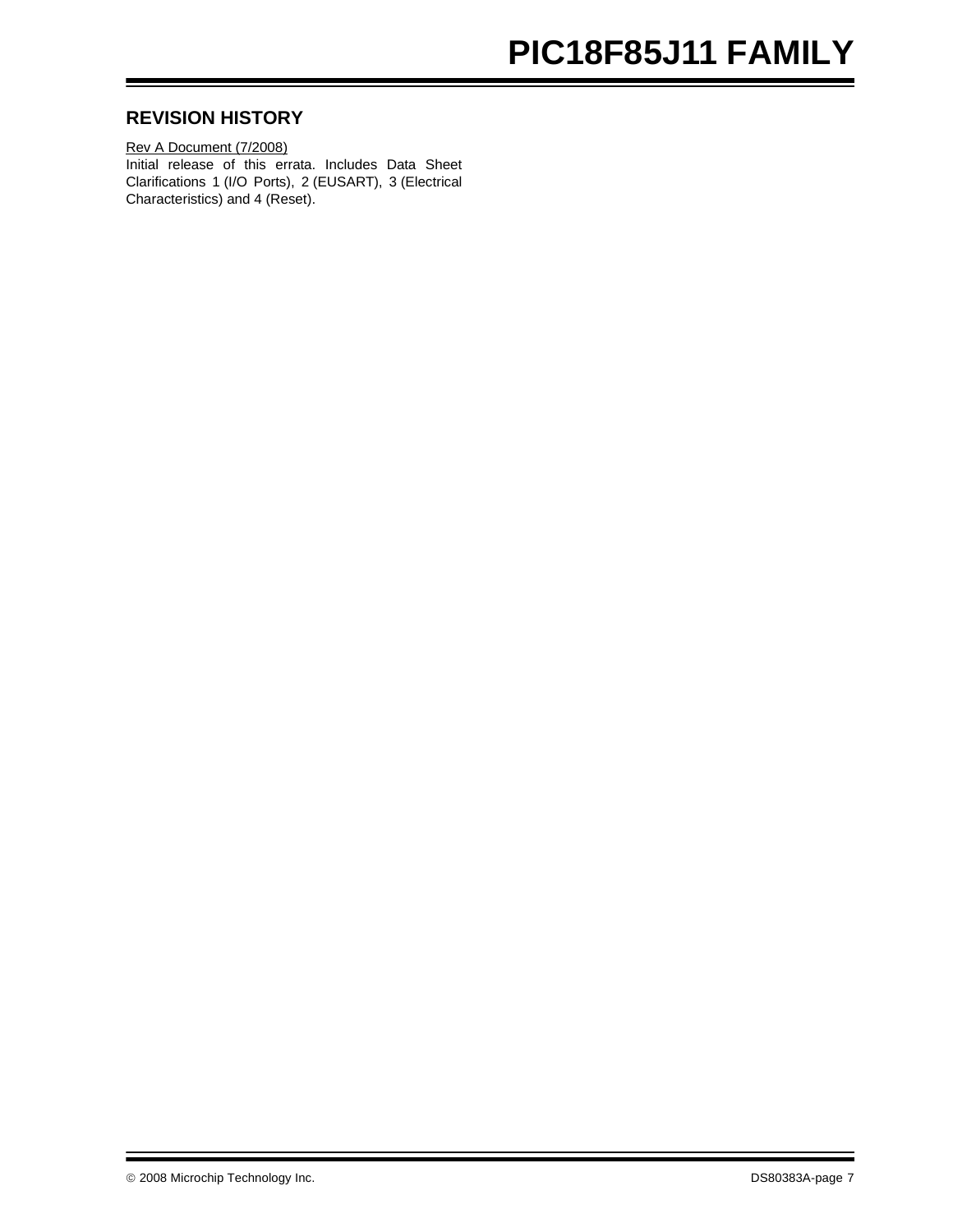## REVISION HISTORY

Rev A Document (7/2008)

Initial release of this errata. Includes Data Sheet Clarifications 1 (I/O Ports), 2 (EUSART), 3 (Electrical Characteristics) and 4 (Reset).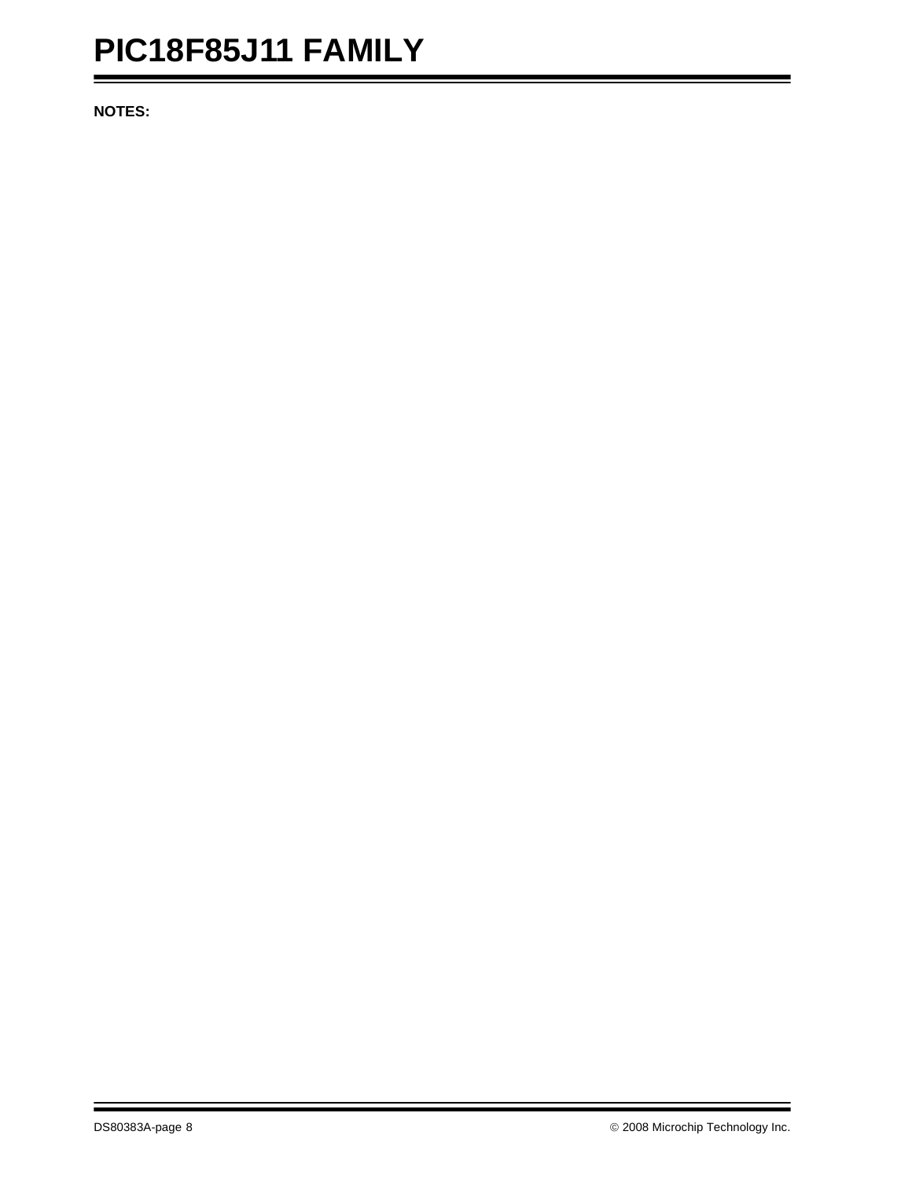**NOTES:**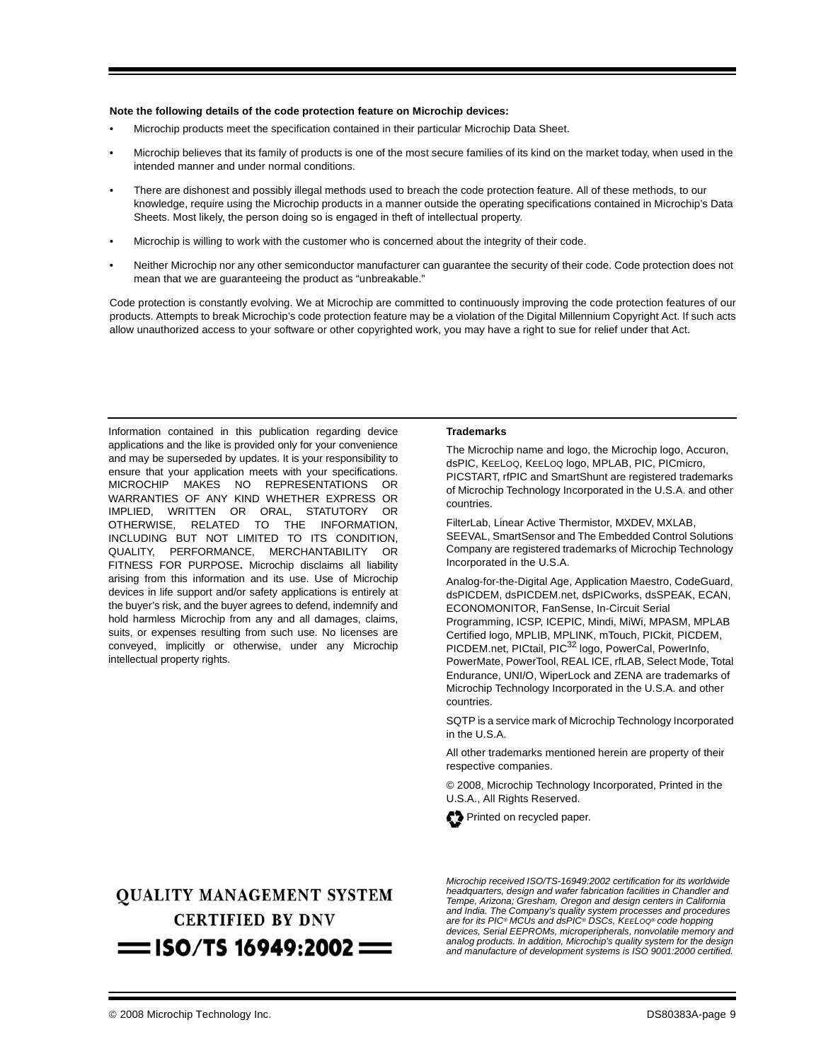**Note the following details of the code protection feature on Microchip devices:**

- Microchip products meet the specification contained in their particular Microchip Data Sheet.
- Microchip believes that its family of products is one of the most secure families of its kind on the market today, when used in the intended manner and under normal conditions.
- There are dishonest and possibly illegal methods used to breach the code protection feature. All of these methods, to our knowledge, require using the Microchip products in a manner outside the operating specifications contained in Microchip's Data Sheets. Most likely, the person doing so is engaged in theft of intellectual property.
- Microchip is willing to work with the customer who is concerned about the integrity of their code.
- Neither Microchip nor any other semiconductor manufacturer can guarantee the security of their code. Code protection does not mean that we are guaranteeing the product as "unbreakable."

Code protection is constantly evolving. We at Microchip are committed to continuously improving the code protection features of our products. Attempts to break Microchip's code protection feature may be a violation of the Digital Millennium Copyright Act. If such acts allow unauthorized access to your software or other copyrighted work, you may have a right to sue for relief under that Act.

Information contained in this publication regarding device applications and the like is provided only for your convenience and may be superseded by updates. It is your responsibility to ensure that your application meets with your specifications. MICROCHIP MAKES NO REPRESENTATIONS OR WARRANTIES OF ANY KIND WHETHER EXPRESS OR IMPLIED, WRITTEN OR ORAL, STATUTORY OR OTHERWISE, RELATED TO THE INFORMATION, INCLUDING BUT NOT LIMITED TO ITS CONDITION, QUALITY, PERFORMANCE, MERCHANTABILITY OR FITNESS FOR PURPOSE**.** Microchip disclaims all liability arising from this information and its use. Use of Microchip devices in life support and/or safety applications is entirely at the buyer's risk, and the buyer agrees to defend, indemnify and hold harmless Microchip from any and all damages, claims, suits, or expenses resulting from such use. No licenses are conveyed, implicitly or otherwise, under any Microchip intellectual property rights.

**Trademarks**

The Microchip name and logo, the Microchip logo, Accuron, dsPIC, KEELOQ, KEELOQ logo, MPLAB, PIC, PICmicro, PICSTART, rfPIC and SmartShunt are registered trademarks of Microchip Technology Incorporated in the U.S.A. and other countries.

FilterLab, Linear Active Thermistor, MXDEV, MXLAB, SEEVAL, SmartSensor and The Embedded Control Solutions Company are registered trademarks of Microchip Technology Incorporated in the U.S.A.

Analog-for-the-Digital Age, Application Maestro, CodeGuard, dsPICDEM, dsPICDEM.net, dsPICworks, dsSPEAK, ECAN, ECONOMONITOR, FanSense, In-Circuit Serial Programming, ICSP, ICEPIC, Mindi, MiWi, MPASM, MPLAB Certified logo, MPLIB, MPLINK, mTouch, PICkit, PICDEM, PICDEM.net, PICtail, PIC$^{32}$ logo, PowerCal, PowerInfo, PowerMate, PowerTool, REAL ICE, rfLAB, Select Mode, Total Endurance, UNI/O, WiperLock and ZENA are trademarks of Microchip Technology Incorporated in the U.S.A. and other countries.

SQTP is a service mark of Microchip Technology Incorporated in the U.S.A.

All other trademarks mentioned herein are property of their respective companies.

© 2008, Microchip Technology Incorporated, Printed in the U.S.A., All Rights Reserved.

Printed on recycled paper.

**QUALITY MANAGEMENT SYSTEM CERTIFIED BY DNV**

**ISO/TS 16949:2002**

*Microchip received ISO/TS-16949:2002 certification for its worldwide headquarters, design and wafer fabrication facilities in Chandler and Tempe, Arizona; Gresham, Oregon and design centers in California and India. The Company's quality system processes and procedures are for its PIC® MCUs and dsPIC® DSCs, KEELOQ® code hopping devices, Serial EEPROMs, microperipherals, nonvolatile memory and analog products. In addition, Microchip's quality system for the design and manufacture of development systems is ISO 9001:2000 certified.*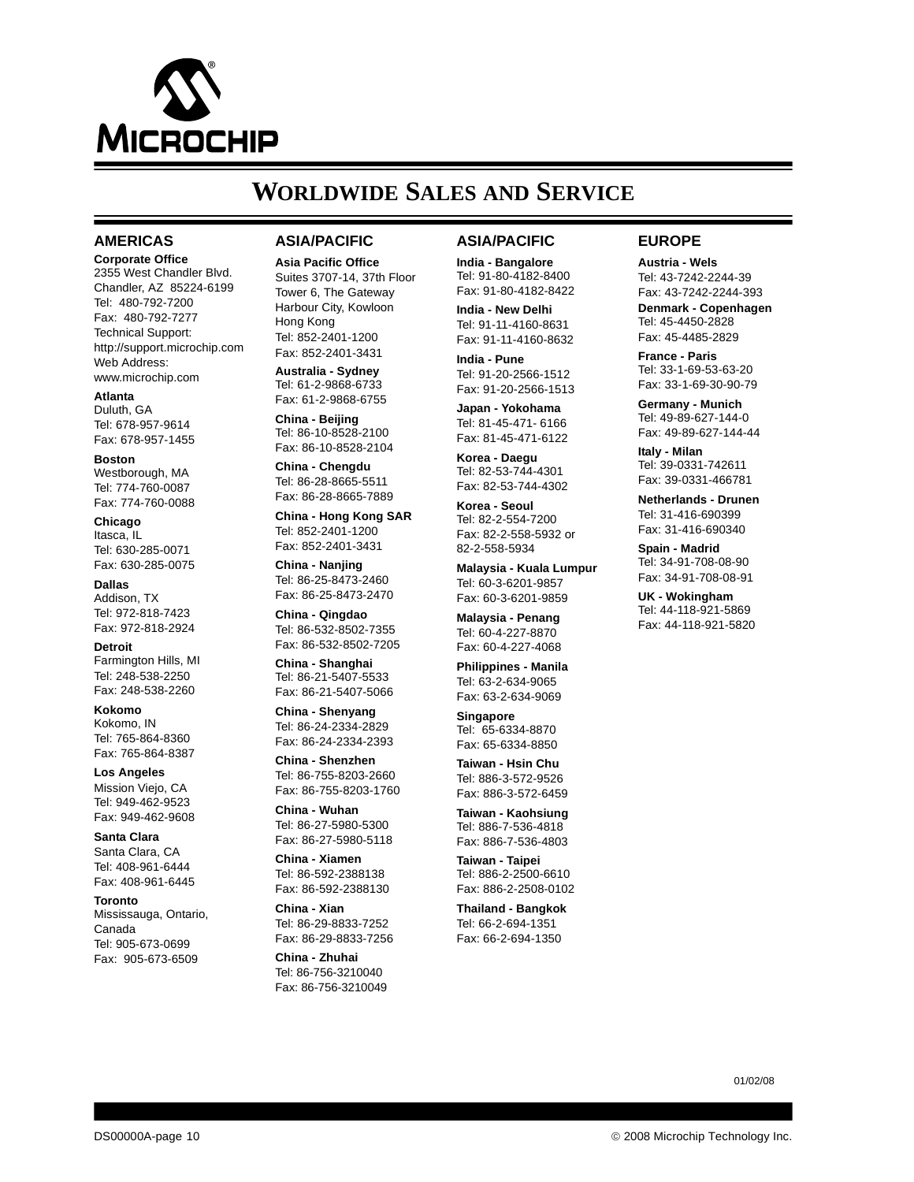# WORLDWIDE SALES AND SERVICE

## AMERICAS

**Corporate Office**
2355 West Chandler Blvd.
Chandler, AZ 85224-6199
Tel: 480-792-7200
Fax: 480-792-7277
Technical Support:
http://support.microchip.com
Web Address:
www.microchip.com

**Atlanta**
Duluth, GA
Tel: 678-957-9614
Fax: 678-957-1455

**Boston**
Westborough, MA
Tel: 774-760-0087
Fax: 774-760-0088

**Chicago**
Itasca, IL
Tel: 630-285-0071
Fax: 630-285-0075

**Dallas**
Addison, TX
Tel: 972-818-7423
Fax: 972-818-2924

**Detroit**
Farmington Hills, MI
Tel: 248-538-2250
Fax: 248-538-2260

**Kokomo**
Kokomo, IN
Tel: 765-864-8360
Fax: 765-864-8387

**Los Angeles**
Mission Viejo, CA
Tel: 949-462-9523
Fax: 949-462-9608

**Santa Clara**
Santa Clara, CA
Tel: 408-961-6444
Fax: 408-961-6445

**Toronto**
Mississauga, Ontario,
Canada
Tel: 905-673-0699
Fax: 905-673-6509

## ASIA/PACIFIC

**Asia Pacific Office**
Suites 3707-14, 37th Floor
Tower 6, The Gateway
Harbour City, Kowloon
Hong Kong
Tel: 852-2401-1200
Fax: 852-2401-3431

**Australia - Sydney**
Tel: 61-2-9868-6733
Fax: 61-2-9868-6755

**China - Beijing**
Tel: 86-10-8528-2100
Fax: 86-10-8528-2104

**China - Chengdu**
Tel: 86-28-8665-5511
Fax: 86-28-8665-7889

**China - Hong Kong SAR**
Tel: 852-2401-1200
Fax: 852-2401-3431

**China - Nanjing**
Tel: 86-25-8473-2460
Fax: 86-25-8473-2470

**China - Qingdao**
Tel: 86-532-8502-7355
Fax: 86-532-8502-7205

**China - Shanghai**
Tel: 86-21-5407-5533
Fax: 86-21-5407-5066

**China - Shenyang**
Tel: 86-24-2334-2829
Fax: 86-24-2334-2393

**China - Shenzhen**
Tel: 86-755-8203-2660
Fax: 86-755-8203-1760

**China - Wuhan**
Tel: 86-27-5980-5300
Fax: 86-27-5980-5118

**China - Xiamen**
Tel: 86-592-2388138
Fax: 86-592-2388130

**China - Xian**
Tel: 86-29-8833-7252
Fax: 86-29-8833-7256

**China - Zhuhai**
Tel: 86-756-3210040
Fax: 86-756-3210049

## ASIA/PACIFIC

**India - Bangalore**
Tel: 91-80-4182-8400
Fax: 91-80-4182-8422

**India - New Delhi**
Tel: 91-11-4160-8631
Fax: 91-11-4160-8632

**India - Pune**
Tel: 91-20-2566-1512
Fax: 91-20-2566-1513

**Japan - Yokohama**
Tel: 81-45-471- 6166
Fax: 81-45-471-6122

**Korea - Daegu**
Tel: 82-53-744-4301
Fax: 82-53-744-4302

**Korea - Seoul**
Tel: 82-2-554-7200
Fax: 82-2-558-5932 or
82-2-558-5934

**Malaysia - Kuala Lumpur**
Tel: 60-3-6201-9857
Fax: 60-3-6201-9859

**Malaysia - Penang**
Tel: 60-4-227-8870
Fax: 60-4-227-4068

**Philippines - Manila**
Tel: 63-2-634-9065
Fax: 63-2-634-9069

**Singapore**
Tel: 65-6334-8870
Fax: 65-6334-8850

**Taiwan - Hsin Chu**
Tel: 886-3-572-9526
Fax: 886-3-572-6459

**Taiwan - Kaohsiung**
Tel: 886-7-536-4818
Fax: 886-7-536-4803

**Taiwan - Taipei**
Tel: 886-2-2500-6610
Fax: 886-2-2508-0102

**Thailand - Bangkok**
Tel: 66-2-694-1351
Fax: 66-2-694-1350

## EUROPE

**Austria - Wels**
Tel: 43-7242-2244-39
Fax: 43-7242-2244-393

**Denmark - Copenhagen**
Tel: 45-4450-2828
Fax: 45-4485-2829

**France - Paris**
Tel: 33-1-69-53-63-20
Fax: 33-1-69-30-90-79

**Germany - Munich**
Tel: 49-89-627-144-0
Fax: 49-89-627-144-44

**Italy - Milan**
Tel: 39-0331-742611
Fax: 39-0331-466781

**Netherlands - Drunen**
Tel: 31-416-690399
Fax: 31-416-690340

**Spain - Madrid**
Tel: 34-91-708-08-90
Fax: 34-91-708-08-91

**UK - Wokingham**
Tel: 44-118-921-5869
Fax: 44-118-921-5820

01/02/08